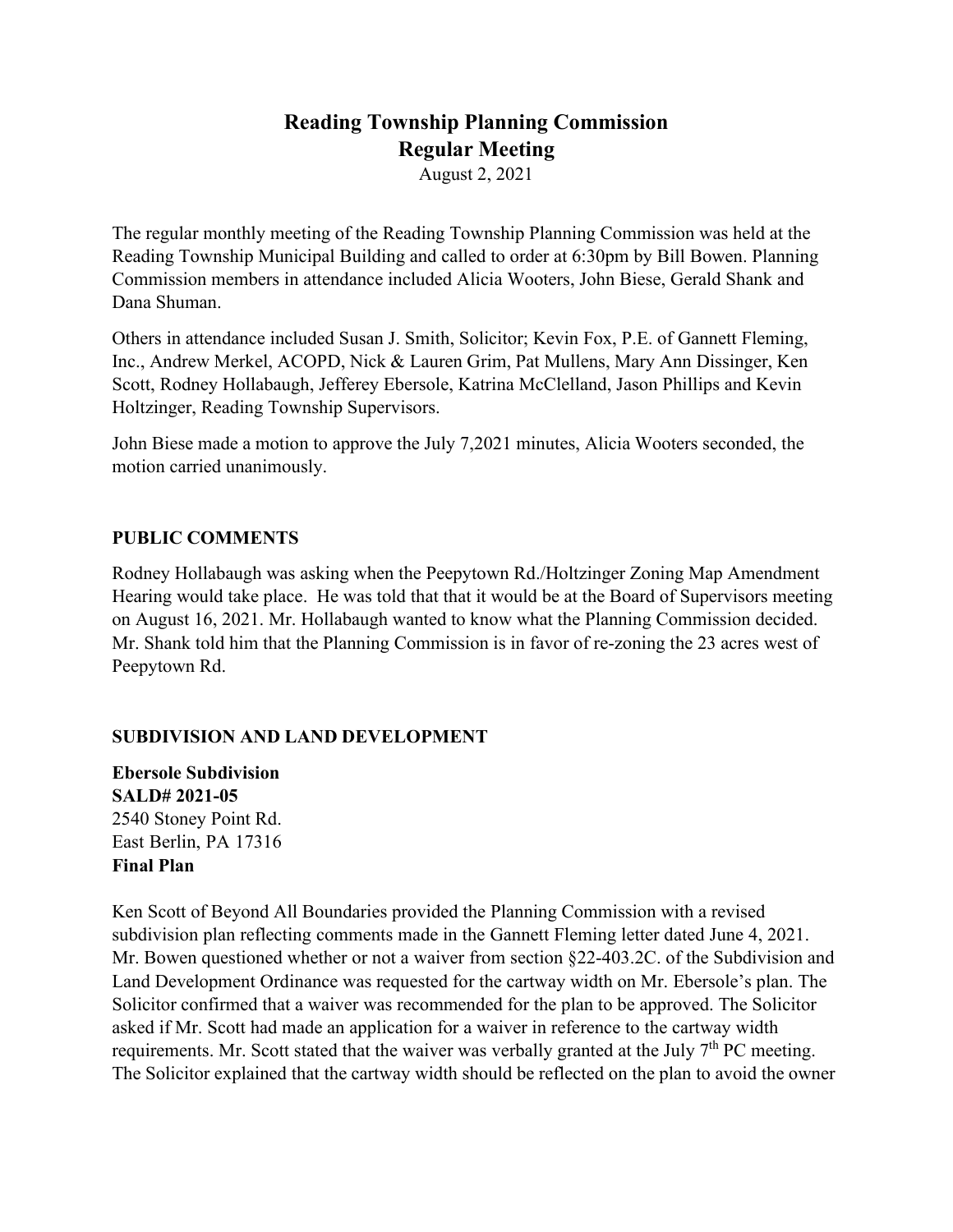# Reading Township Planning Commission
## Regular Meeting

August 2, 2021

The regular monthly meeting of the Reading Township Planning Commission was held at the Reading Township Municipal Building and called to order at 6:30pm by Bill Bowen. Planning Commission members in attendance included Alicia Wooters, John Biese, Gerald Shank and Dana Shuman.

Others in attendance included Susan J. Smith, Solicitor; Kevin Fox, P.E. of Gannett Fleming, Inc., Andrew Merkel, ACOPD, Nick & Lauren Grim, Pat Mullens, Mary Ann Dissinger, Ken Scott, Rodney Hollabaugh, Jefferey Ebersole, Katrina McClelland, Jason Phillips and Kevin Holtzinger, Reading Township Supervisors.

John Biese made a motion to approve the July 7,2021 minutes, Alicia Wooters seconded, the motion carried unanimously.

**PUBLIC COMMENTS**

Rodney Hollabaugh was asking when the Peepytown Rd./Holtzinger Zoning Map Amendment Hearing would take place. He was told that that it would be at the Board of Supervisors meeting on August 16, 2021. Mr. Hollabaugh wanted to know what the Planning Commission decided. Mr. Shank told him that the Planning Commission is in favor of re-zoning the 23 acres west of Peepytown Rd.

**SUBDIVISION AND LAND DEVELOPMENT**

**Ebersole Subdivision**
**SALD# 2021-05**
2540 Stoney Point Rd.
East Berlin, PA 17316
**Final Plan**

Ken Scott of Beyond All Boundaries provided the Planning Commission with a revised subdivision plan reflecting comments made in the Gannett Fleming letter dated June 4, 2021. Mr. Bowen questioned whether or not a waiver from section §22-403.2C. of the Subdivision and Land Development Ordinance was requested for the cartway width on Mr. Ebersole's plan. The Solicitor confirmed that a waiver was recommended for the plan to be approved. The Solicitor asked if Mr. Scott had made an application for a waiver in reference to the cartway width requirements. Mr. Scott stated that the waiver was verbally granted at the July 7th PC meeting. The Solicitor explained that the cartway width should be reflected on the plan to avoid the owner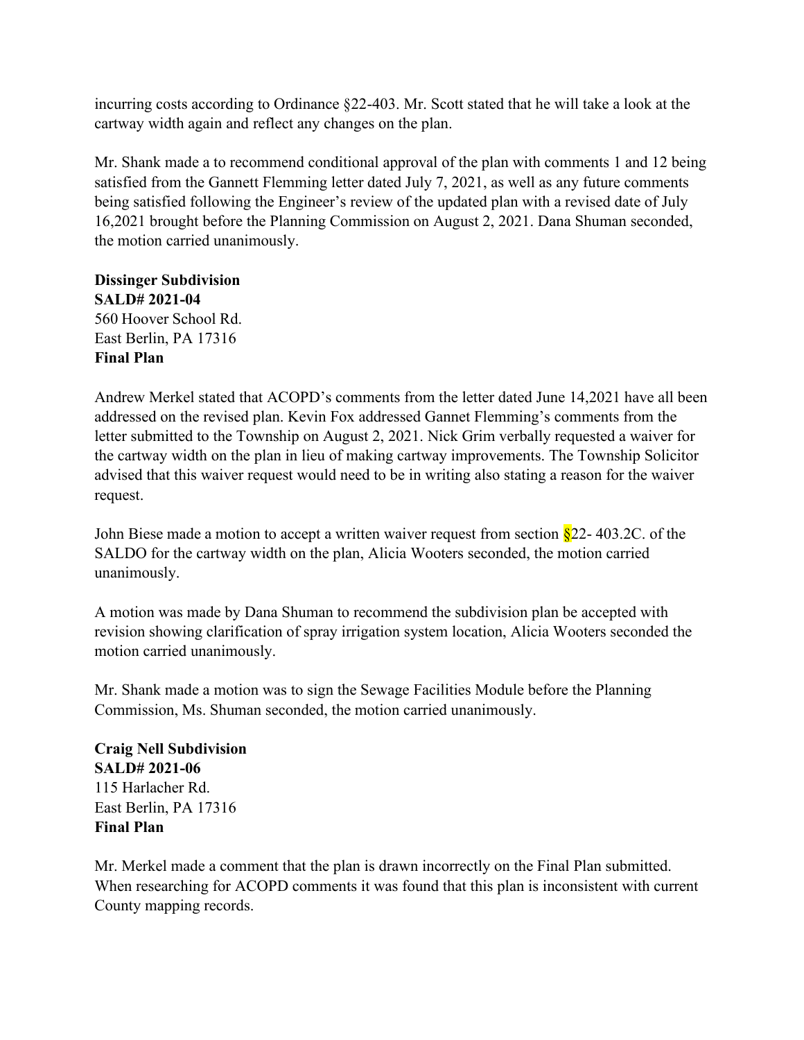incurring costs according to Ordinance §22-403. Mr. Scott stated that he will take a look at the cartway width again and reflect any changes on the plan.

Mr. Shank made a to recommend conditional approval of the plan with comments 1 and 12 being satisfied from the Gannett Flemming letter dated July 7, 2021, as well as any future comments being satisfied following the Engineer's review of the updated plan with a revised date of July 16,2021 brought before the Planning Commission on August 2, 2021. Dana Shuman seconded, the motion carried unanimously.

**Dissinger Subdivision**
**SALD# 2021-04**
560 Hoover School Rd.
East Berlin, PA 17316
**Final Plan**

Andrew Merkel stated that ACOPD's comments from the letter dated June 14,2021 have all been addressed on the revised plan. Kevin Fox addressed Gannet Flemming's comments from the letter submitted to the Township on August 2, 2021. Nick Grim verbally requested a waiver for the cartway width on the plan in lieu of making cartway improvements. The Township Solicitor advised that this waiver request would need to be in writing also stating a reason for the waiver request.

John Biese made a motion to accept a written waiver request from section §22- 403.2C. of the SALDO for the cartway width on the plan, Alicia Wooters seconded, the motion carried unanimously.

A motion was made by Dana Shuman to recommend the subdivision plan be accepted with revision showing clarification of spray irrigation system location, Alicia Wooters seconded the motion carried unanimously.

Mr. Shank made a motion was to sign the Sewage Facilities Module before the Planning Commission, Ms. Shuman seconded, the motion carried unanimously.

**Craig Nell Subdivision**
**SALD# 2021-06**
115 Harlacher Rd.
East Berlin, PA 17316
**Final Plan**

Mr. Merkel made a comment that the plan is drawn incorrectly on the Final Plan submitted. When researching for ACOPD comments it was found that this plan is inconsistent with current County mapping records.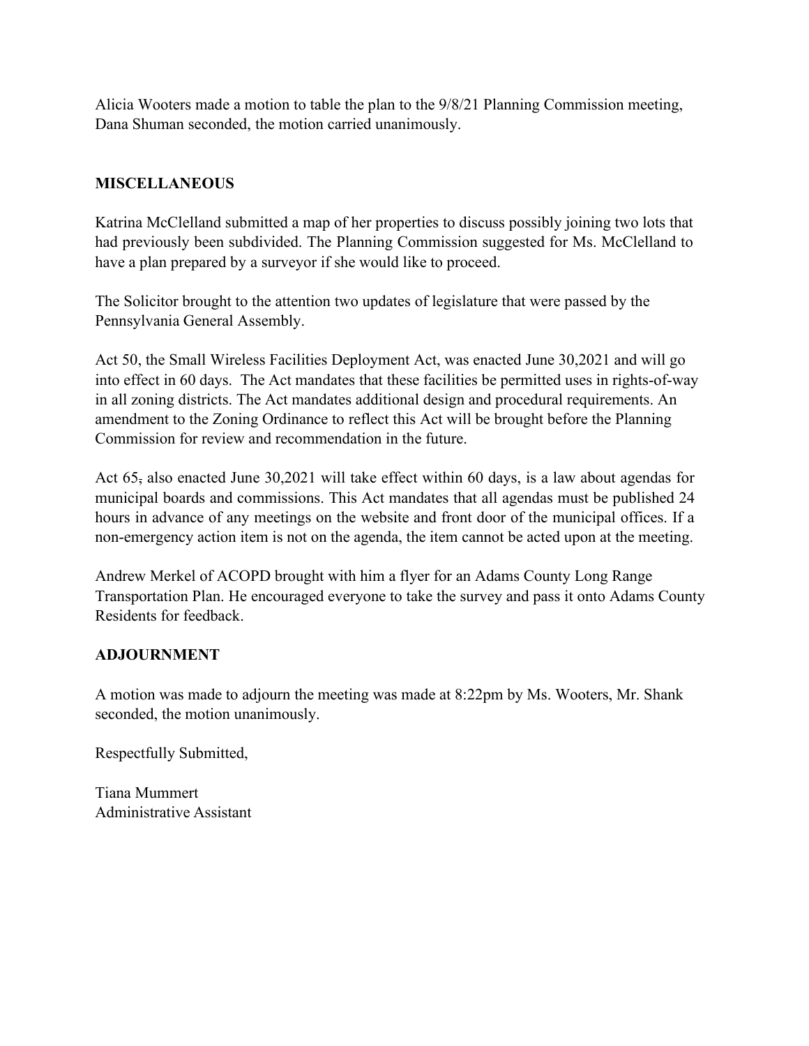Alicia Wooters made a motion to table the plan to the 9/8/21 Planning Commission meeting, Dana Shuman seconded, the motion carried unanimously.

## MISCELLANEOUS

Katrina McClelland submitted a map of her properties to discuss possibly joining two lots that had previously been subdivided. The Planning Commission suggested for Ms. McClelland to have a plan prepared by a surveyor if she would like to proceed.

The Solicitor brought to the attention two updates of legislature that were passed by the Pennsylvania General Assembly.

Act 50, the Small Wireless Facilities Deployment Act, was enacted June 30,2021 and will go into effect in 60 days. The Act mandates that these facilities be permitted uses in rights-of-way in all zoning districts. The Act mandates additional design and procedural requirements. An amendment to the Zoning Ordinance to reflect this Act will be brought before the Planning Commission for review and recommendation in the future.

Act 65, also enacted June 30,2021 will take effect within 60 days, is a law about agendas for municipal boards and commissions. This Act mandates that all agendas must be published 24 hours in advance of any meetings on the website and front door of the municipal offices. If a non-emergency action item is not on the agenda, the item cannot be acted upon at the meeting.

Andrew Merkel of ACOPD brought with him a flyer for an Adams County Long Range Transportation Plan. He encouraged everyone to take the survey and pass it onto Adams County Residents for feedback.

## ADJOURNMENT

A motion was made to adjourn the meeting was made at 8:22pm by Ms. Wooters, Mr. Shank seconded, the motion unanimously.

Respectfully Submitted,

Tiana Mummert
Administrative Assistant